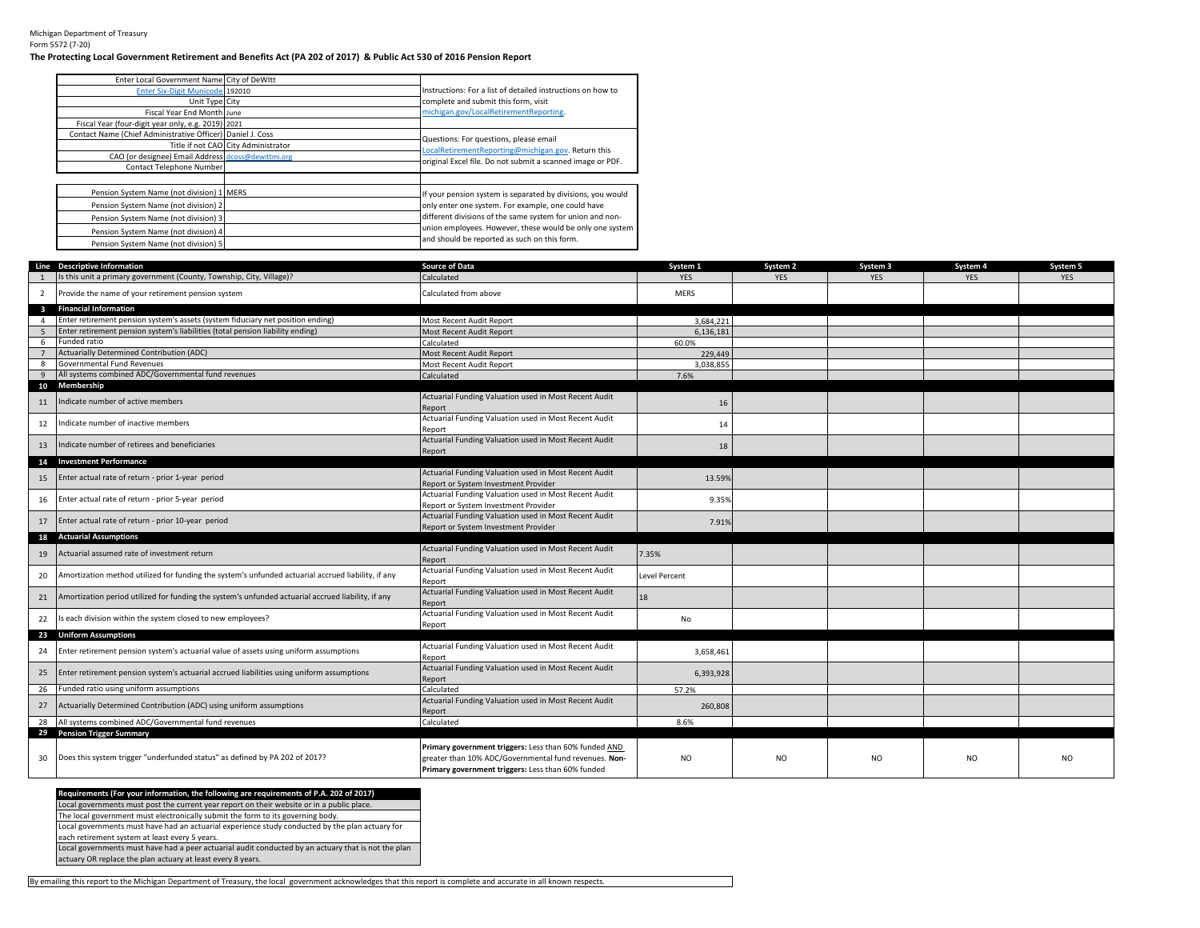Michigan Department of Treasury
Form 5572 (7-20)

**The Protecting Local Government Retirement and Benefits Act (PA 202 of 2017) & Public Act 530 of 2016 Pension Report**

| Field | Value |
|---|---|
| Enter Local Government Name | City of DeWItt |
| Enter Six-Digit Municode | 192010 |
| Unit Type | City |
| Fiscal Year End Month | June |
| Fiscal Year (four-digit year only, e.g. 2019) | 2021 |
| Contact Name (Chief Administrative Officer) | Daniel J. Coss |
| Title if not CAO | City Administrator |
| CAO (or designee) Email Address | dcoss@dewittmi.org |
| Contact Telephone Number | |

Instructions: For a list of detailed instructions on how to complete and submit this form, visit michigan.gov/LocalRetirementReporting.

Questions: For questions, please email LocalRetirementReporting@michigan.gov. Return this original Excel file. Do not submit a scanned image or PDF.

| Field | Value |
|---|---|
| Pension System Name (not division) 1 | MERS |
| Pension System Name (not division) 2 | |
| Pension System Name (not division) 3 | |
| Pension System Name (not division) 4 | |
| Pension System Name (not division) 5 | |

If your pension system is separated by divisions, you would only enter one system. For example, one could have different divisions of the same system for union and non-union employees. However, these would be only one system and should be reported as such on this form.

| Line | Descriptive Information | Source of Data | System 1 | System 2 | System 3 | System 4 | System 5 |
|---|---|---|---|---|---|---|---|
| 1 | Is this unit a primary government (County, Township, City, Village)? | Calculated | YES | YES | YES | YES | YES |
| 2 | Provide the name of your retirement pension system | Calculated from above | MERS | | | | |
| **3** | **Financial Information** | | | | | | |
| 4 | Enter retirement pension system's assets (system fiduciary net position ending) | Most Recent Audit Report | 3,684,221 | | | | |
| 5 | Enter retirement pension system's liabilities (total pension liability ending) | Most Recent Audit Report | 6,136,181 | | | | |
| 6 | Funded ratio | Calculated | 60.0% | | | | |
| 7 | Actuarially Determined Contribution (ADC) | Most Recent Audit Report | 229,449 | | | | |
| 8 | Governmental Fund Revenues | Most Recent Audit Report | 3,038,855 | | | | |
| 9 | All systems combined ADC/Governmental fund revenues | Calculated | 7.6% | | | | |
| **10** | **Membership** | | | | | | |
| 11 | Indicate number of active members | Actuarial Funding Valuation used in Most Recent Audit Report | 16 | | | | |
| 12 | Indicate number of inactive members | Actuarial Funding Valuation used in Most Recent Audit Report | 14 | | | | |
| 13 | Indicate number of retirees and beneficiaries | Actuarial Funding Valuation used in Most Recent Audit Report | 18 | | | | |
| **14** | **Investment Performance** | | | | | | |
| 15 | Enter actual rate of return - prior 1-year period | Actuarial Funding Valuation used in Most Recent Audit Report or System Investment Provider | 13.59% | | | | |
| 16 | Enter actual rate of return - prior 5-year period | Actuarial Funding Valuation used in Most Recent Audit Report or System Investment Provider | 9.35% | | | | |
| 17 | Enter actual rate of return - prior 10-year period | Actuarial Funding Valuation used in Most Recent Audit Report or System Investment Provider | 7.91% | | | | |
| **18** | **Actuarial Assumptions** | | | | | | |
| 19 | Actuarial assumed rate of investment return | Actuarial Funding Valuation used in Most Recent Audit Report | 7.35% | | | | |
| 20 | Amortization method utilized for funding the system's unfunded actuarial accrued liability, if any | Actuarial Funding Valuation used in Most Recent Audit Report | Level Percent | | | | |
| 21 | Amortization period utilized for funding the system's unfunded actuarial accrued liability, if any | Actuarial Funding Valuation used in Most Recent Audit Report | 18 | | | | |
| 22 | Is each division within the system closed to new employees? | Actuarial Funding Valuation used in Most Recent Audit Report | No | | | | |
| **23** | **Uniform Assumptions** | | | | | | |
| 24 | Enter retirement pension system's actuarial value of assets using uniform assumptions | Actuarial Funding Valuation used in Most Recent Audit Report | 3,658,461 | | | | |
| 25 | Enter retirement pension system's actuarial accrued liabilities using uniform assumptions | Actuarial Funding Valuation used in Most Recent Audit Report | 6,393,928 | | | | |
| 26 | Funded ratio using uniform assumptions | Calculated | 57.2% | | | | |
| 27 | Actuarially Determined Contribution (ADC) using uniform assumptions | Actuarial Funding Valuation used in Most Recent Audit Report | 260,808 | | | | |
| 28 | All systems combined ADC/Governmental fund revenues | Calculated | 8.6% | | | | |
| **29** | **Pension Trigger Summary** | | | | | | |
| 30 | Does this system trigger "underfunded status" as defined by PA 202 of 2017? | **Primary government triggers:** Less than 60% funded AND greater than 10% ADC/Governmental fund revenues. **Non-Primary government triggers:** Less than 60% funded | NO | NO | NO | NO | NO |

| Requirements (For your information, the following are requirements of P.A. 202 of 2017) |
|---|
| Local governments must post the current year report on their website or in a public place. |
| The local government must electronically submit the form to its governing body. |
| Local governments must have had an actuarial experience study conducted by the plan actuary for each retirement system at least every 5 years. |
| Local governments must have had a peer actuarial audit conducted by an actuary that is not the plan actuary OR replace the plan actuary at least every 8 years. |

By emailing this report to the Michigan Department of Treasury, the local government acknowledges that this report is complete and accurate in all known respects.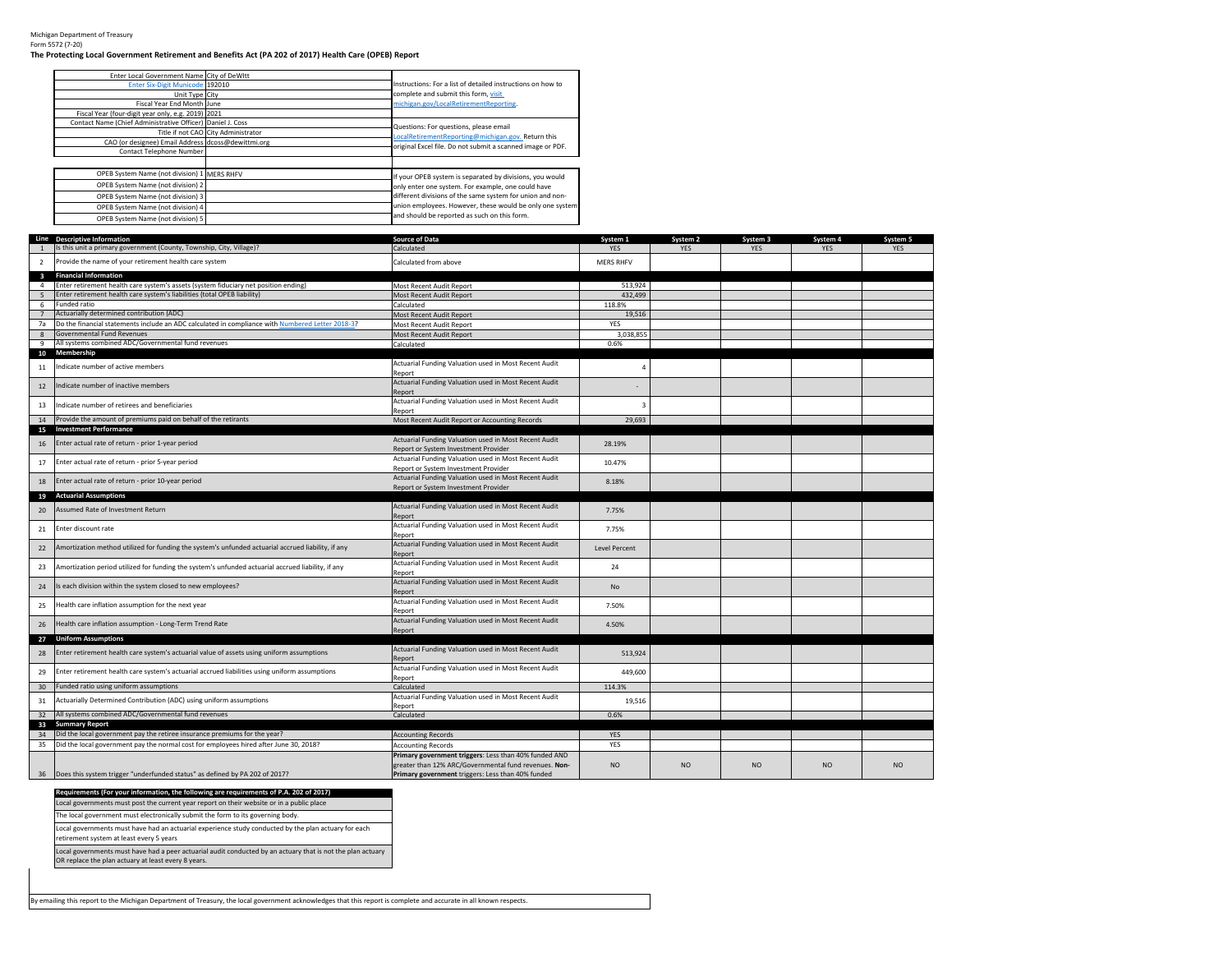Michigan Department of Treasury
Form 5572 (7-20)

**The Protecting Local Government Retirement and Benefits Act (PA 202 of 2017) Health Care (OPEB) Report**

| | |
|---|---|
| Enter Local Government Name | City of DeWitt |
| Enter Six-Digit Municode | 192010 |
| Unit Type | City |
| Fiscal Year End Month | June |
| Fiscal Year (four-digit year only, e.g. 2019) | 2021 |
| Contact Name (Chief Administrative Officer) | Daniel J. Coss |
| Title if not CAO | City Administrator |
| CAO (or designee) Email Address | dcoss@dewittmi.org |
| Contact Telephone Number | |

Instructions: For a list of detailed instructions on how to complete and submit this form, visit michigan.gov/LocalRetirementReporting.

Questions: For questions, please email LocalRetirementReporting@michigan.gov. Return this original Excel file. Do not submit a scanned image or PDF.

| | |
|---|---|
| OPEB System Name (not division) 1 | MERS RHFV |
| OPEB System Name (not division) 2 | |
| OPEB System Name (not division) 3 | |
| OPEB System Name (not division) 4 | |
| OPEB System Name (not division) 5 | |

If your OPEB system is separated by divisions, you would only enter one system. For example, one could have different divisions of the same system for union and non-union employees. However, these would be only one system and should be reported as such on this form.

| Line | Descriptive Information | Source of Data | System 1 | System 2 | System 3 | System 4 | System 5 |
|---|---|---|---|---|---|---|---|
| 1 | Is this unit a primary government (County, Township, City, Village)? | Calculated | YES | YES | YES | YES | YES |
| 2 | Provide the name of your retirement health care system | Calculated from above | MERS RHFV | | | | |
| 3 | **Financial Information** | | | | | | |
| 4 | Enter retirement health care system's assets (system fiduciary net position ending) | Most Recent Audit Report | 513,924 | | | | |
| 5 | Enter retirement health care system's liabilities (total OPEB liability) | Most Recent Audit Report | 432,499 | | | | |
| 6 | Funded ratio | Calculated | 118.8% | | | | |
| 7 | Actuarially determined contribution (ADC) | Most Recent Audit Report | 19,516 | | | | |
| 7a | Do the financial statements include an ADC calculated in compliance with Numbered Letter 2018-3? | Most Recent Audit Report | YES | | | | |
| 8 | Governmental Fund Revenues | Most Recent Audit Report | 3,038,855 | | | | |
| 9 | All systems combined ADC/Governmental fund revenues | Calculated | 0.6% | | | | |
| 10 | **Membership** | | | | | | |
| 11 | Indicate number of active members | Actuarial Funding Valuation used in Most Recent Audit Report | 4 | | | | |
| 12 | Indicate number of inactive members | Actuarial Funding Valuation used in Most Recent Audit Report | - | | | | |
| 13 | Indicate number of retirees and beneficiaries | Actuarial Funding Valuation used in Most Recent Audit Report | 3 | | | | |
| 14 | Provide the amount of premiums paid on behalf of the retirants | Most Recent Audit Report or Accounting Records | 29,693 | | | | |
| 15 | **Investment Performance** | | | | | | |
| 16 | Enter actual rate of return - prior 1-year period | Actuarial Funding Valuation used in Most Recent Audit Report or System Investment Provider | 28.19% | | | | |
| 17 | Enter actual rate of return - prior 5-year period | Actuarial Funding Valuation used in Most Recent Audit Report or System Investment Provider | 10.47% | | | | |
| 18 | Enter actual rate of return - prior 10-year period | Actuarial Funding Valuation used in Most Recent Audit Report or System Investment Provider | 8.18% | | | | |
| 19 | **Actuarial Assumptions** | | | | | | |
| 20 | Assumed Rate of Investment Return | Actuarial Funding Valuation used in Most Recent Audit Report | 7.75% | | | | |
| 21 | Enter discount rate | Actuarial Funding Valuation used in Most Recent Audit Report | 7.75% | | | | |
| 22 | Amortization method utilized for funding the system's unfunded actuarial accrued liability, if any | Actuarial Funding Valuation used in Most Recent Audit Report | Level Percent | | | | |
| 23 | Amortization period utilized for funding the system's unfunded actuarial accrued liability, if any | Actuarial Funding Valuation used in Most Recent Audit Report | 24 | | | | |
| 24 | Is each division within the system closed to new employees? | Actuarial Funding Valuation used in Most Recent Audit Report | No | | | | |
| 25 | Health care inflation assumption for the next year | Actuarial Funding Valuation used in Most Recent Audit Report | 7.50% | | | | |
| 26 | Health care inflation assumption - Long-Term Trend Rate | Actuarial Funding Valuation used in Most Recent Audit Report | 4.50% | | | | |
| 27 | **Uniform Assumptions** | | | | | | |
| 28 | Enter retirement health care system's actuarial value of assets using uniform assumptions | Actuarial Funding Valuation used in Most Recent Audit Report | 513,924 | | | | |
| 29 | Enter retirement health care system's actuarial accrued liabilities using uniform assumptions | Actuarial Funding Valuation used in Most Recent Audit Report | 449,600 | | | | |
| 30 | Funded ratio using uniform assumptions | Calculated | 114.3% | | | | |
| 31 | Actuarially Determined Contribution (ADC) using uniform assumptions | Actuarial Funding Valuation used in Most Recent Audit Report | 19,516 | | | | |
| 32 | All systems combined ADC/Governmental fund revenues | Calculated | 0.6% | | | | |
| 33 | **Summary Report** | | | | | | |
| 34 | Did the local government pay the retiree insurance premiums for the year? | Accounting Records | YES | | | | |
| 35 | Did the local government pay the normal cost for employees hired after June 30, 2018? | Accounting Records | YES | | | | |
| 36 | Does this system trigger "underfunded status" as defined by PA 202 of 2017? | **Primary government triggers**: Less than 40% funded AND greater than 12% ARC/Governmental fund revenues. **Non-Primary government** triggers: Less than 40% funded | NO | NO | NO | NO | NO |

| **Requirements (For your information, the following are requirements of P.A. 202 of 2017)** |
|---|
| Local governments must post the current year report on their website or in a public place |
| The local government must electronically submit the form to its governing body. |
| Local governments must have had an actuarial experience study conducted by the plan actuary for each retirement system at least every 5 years |
| Local governments must have had a peer actuarial audit conducted by an actuary that is not the plan actuary OR replace the plan actuary at least every 8 years. |

By emailing this report to the Michigan Department of Treasury, the local government acknowledges that this report is complete and accurate in all known respects.